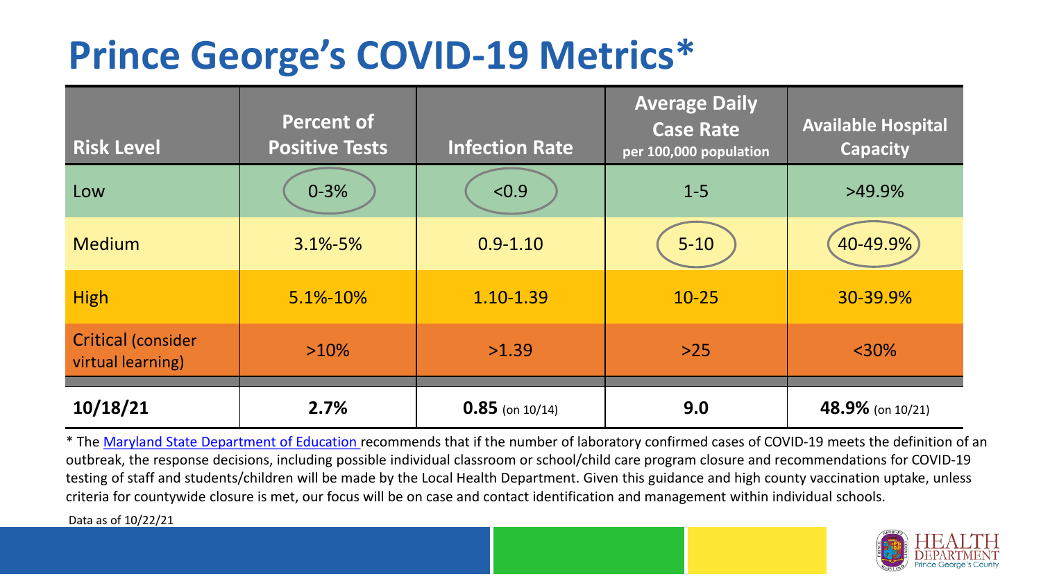# Prince George's COVID-19 Metrics*

| Risk Level | Percent of Positive Tests | Infection Rate | Average Daily Case Rate per 100,000 population | Available Hospital Capacity |
|---|---|---|---|---|
| Low | 0-3% | <0.9 | 1-5 | >49.9% |
| Medium | 3.1%-5% | 0.9-1.10 | 5-10 | 40-49.9% |
| High | 5.1%-10% | 1.10-1.39 | 10-25 | 30-39.9% |
| Critical (consider virtual learning) | >10% | >1.39 | >25 | <30% |
| **10/18/21** | **2.7%** | **0.85** (on 10/14) | **9.0** | **48.9%** (on 10/21) |

* The [Maryland State Department of Education](#) recommends that if the number of laboratory confirmed cases of COVID-19 meets the definition of an outbreak, the response decisions, including possible individual classroom or school/child care program closure and recommendations for COVID-19 testing of staff and students/children will be made by the Local Health Department. Given this guidance and high county vaccination uptake, unless criteria for countywide closure is met, our focus will be on case and contact identification and management within individual schools.

Data as of 10/22/21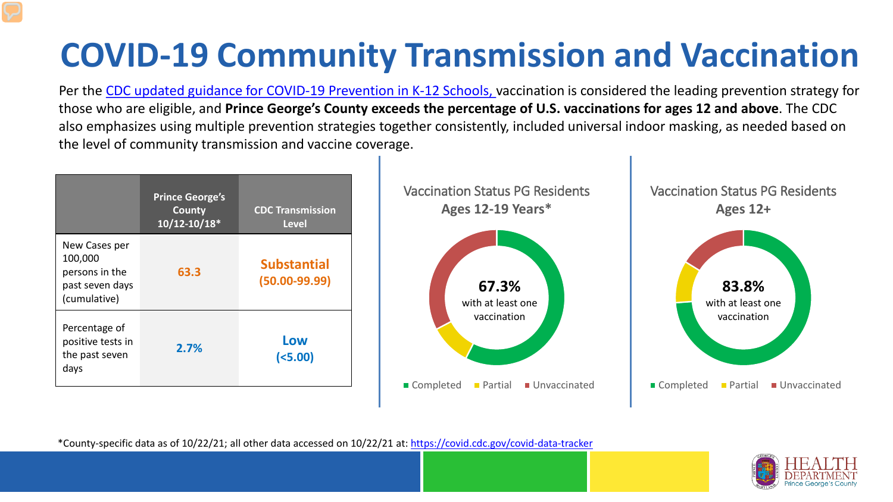# COVID-19 Community Transmission and Vaccination

Per the CDC updated guidance for COVID-19 Prevention in K-12 Schools, vaccination is considered the leading prevention strategy for those who are eligible, and **Prince George's County exceeds the percentage of U.S. vaccinations for ages 12 and above**. The CDC also emphasizes using multiple prevention strategies together consistently, included universal indoor masking, as needed based on the level of community transmission and vaccine coverage.

| | Prince George's County 10/12-10/18* | CDC Transmission Level |
|---|---|---|
| New Cases per 100,000 persons in the past seven days (cumulative) | 63.3 | Substantial (50.00-99.99) |
| Percentage of positive tests in the past seven days | 2.7% | Low (<5.00) |

Vaccination Status PG Residents Ages 12-19 Years*

67.3% with at least one vaccination

Completed | Partial | Unvaccinated

Vaccination Status PG Residents Ages 12+

83.8% with at least one vaccination

Completed | Partial | Unvaccinated

*County-specific data as of 10/22/21; all other data accessed on 10/22/21 at: https://covid.cdc.gov/covid-data-tracker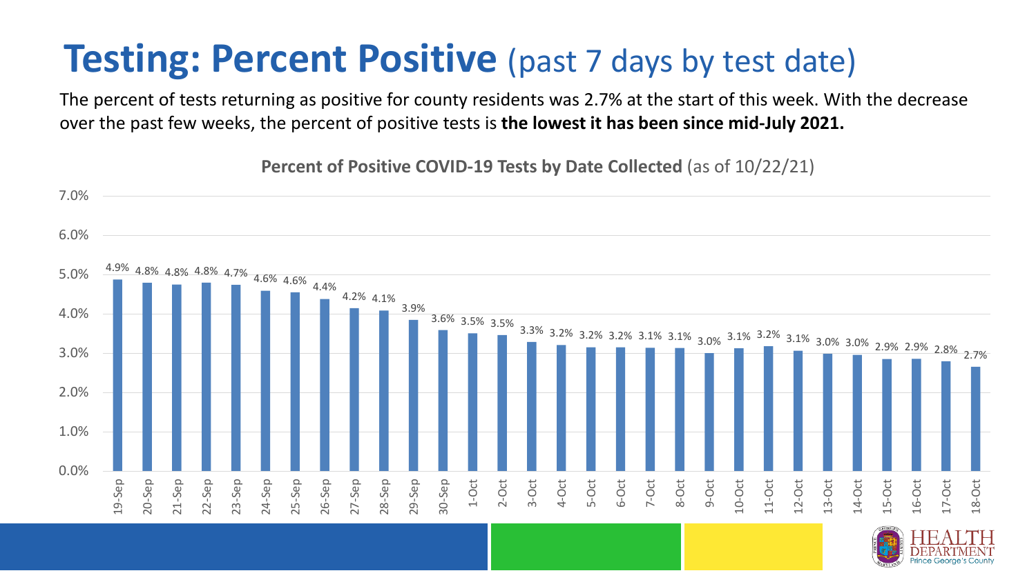# **Testing: Percent Positive** (past 7 days by test date)

The percent of tests returning as positive for county residents was 2.7% at the start of this week. With the decrease over the past few weeks, the percent of positive tests is **the lowest it has been since mid-July 2021.**

**Percent of Positive COVID-19 Tests by Date Collected** (as of 10/22/21)

| Date | Percent Positive |
|---|---|
| 19-Sep | 4.9% |
| 20-Sep | 4.8% |
| 21-Sep | 4.8% |
| 22-Sep | 4.8% |
| 23-Sep | 4.7% |
| 24-Sep | 4.6% |
| 25-Sep | 4.6% |
| 26-Sep | 4.4% |
| 27-Sep | 4.2% |
| 28-Sep | 4.1% |
| 29-Sep | 3.9% |
| 30-Sep | 3.6% |
| 1-Oct | 3.5% |
| 2-Oct | 3.5% |
| 3-Oct | 3.3% |
| 4-Oct | 3.2% |
| 5-Oct | 3.2% |
| 6-Oct | 3.2% |
| 7-Oct | 3.1% |
| 8-Oct | 3.1% |
| 9-Oct | 3.0% |
| 10-Oct | 3.1% |
| 11-Oct | 3.2% |
| 12-Oct | 3.1% |
| 13-Oct | 3.0% |
| 14-Oct | 3.0% |
| 15-Oct | 2.9% |
| 16-Oct | 2.9% |
| 17-Oct | 2.8% |
| 18-Oct | 2.7% |

HEALTH DEPARTMENT Prince George's County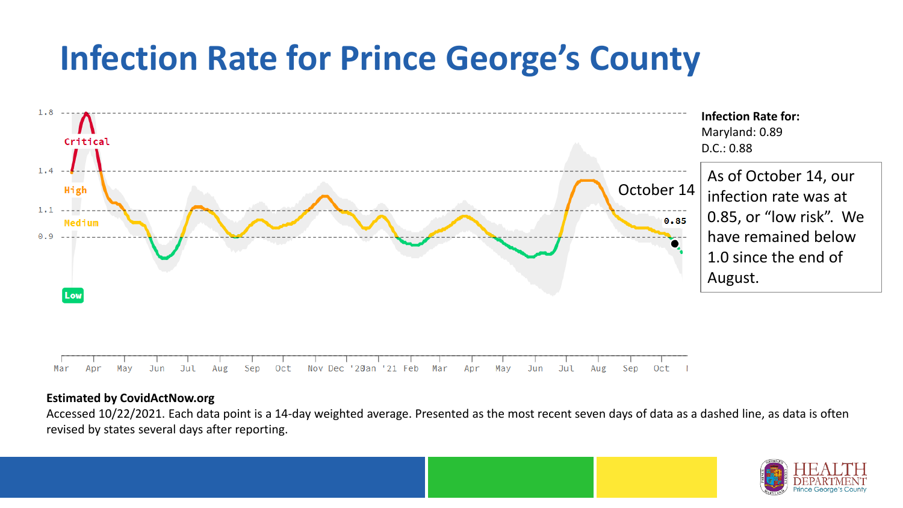# Infection Rate for Prince George's County

1.8

Critical

1.4

High

1.1

Medium

0.9

Low

Mar Apr May Jun Jul Aug Sep Oct Nov Dec '20 Jan '21 Feb Mar Apr May Jun Jul Aug Sep Oct

October 14

0.85

**Infection Rate for:**
Maryland: 0.89
D.C.: 0.88

As of October 14, our infection rate was at 0.85, or "low risk". We have remained below 1.0 since the end of August.

**Estimated by CovidActNow.org**

Accessed 10/22/2021. Each data point is a 14-day weighted average. Presented as the most recent seven days of data as a dashed line, as data is often revised by states several days after reporting.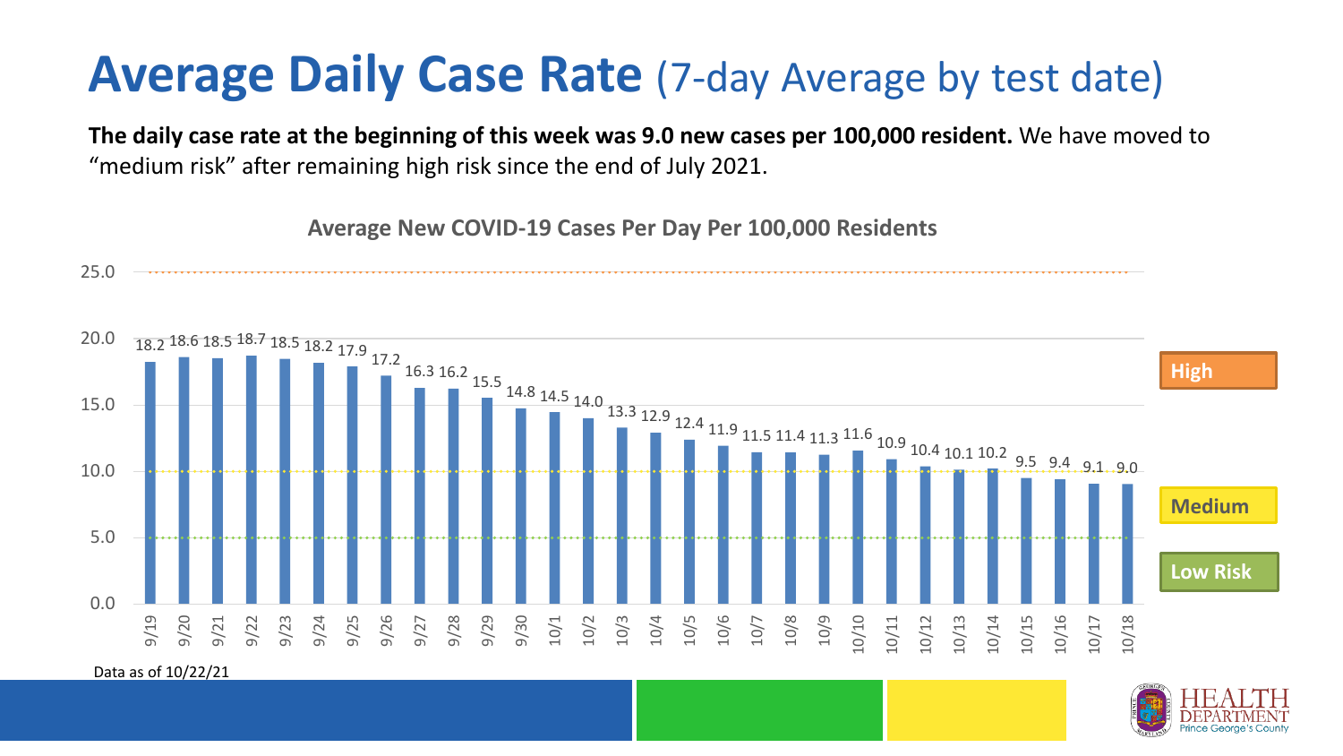# Average Daily Case Rate (7-day Average by test date)

**The daily case rate at the beginning of this week was 9.0 new cases per 100,000 resident.** We have moved to "medium risk" after remaining high risk since the end of July 2021.

**Average New COVID-19 Cases Per Day Per 100,000 Residents**

| Date | Cases per 100,000 |
|---|---|
| 9/19 | 18.2 |
| 9/20 | 18.6 |
| 9/21 | 18.5 |
| 9/22 | 18.7 |
| 9/23 | 18.5 |
| 9/24 | 18.2 |
| 9/25 | 17.9 |
| 9/26 | 17.2 |
| 9/27 | 16.3 |
| 9/28 | 16.2 |
| 9/29 | 15.5 |
| 9/30 | 14.8 |
| 10/1 | 14.5 |
| 10/2 | 14.0 |
| 10/3 | 13.3 |
| 10/4 | 12.9 |
| 10/5 | 12.4 |
| 10/6 | 11.9 |
| 10/7 | 11.5 |
| 10/8 | 11.4 |
| 10/9 | 11.3 |
| 10/10 | 11.6 |
| 10/11 | 10.9 |
| 10/12 | 10.4 |
| 10/13 | 10.1 |
| 10/14 | 10.2 |
| 10/15 | 9.5 |
| 10/16 | 9.4 |
| 10/17 | 9.1 |
| 10/18 | 9.0 |

High

Medium

Low Risk

Data as of 10/22/21

HEALTH DEPARTMENT Prince George's County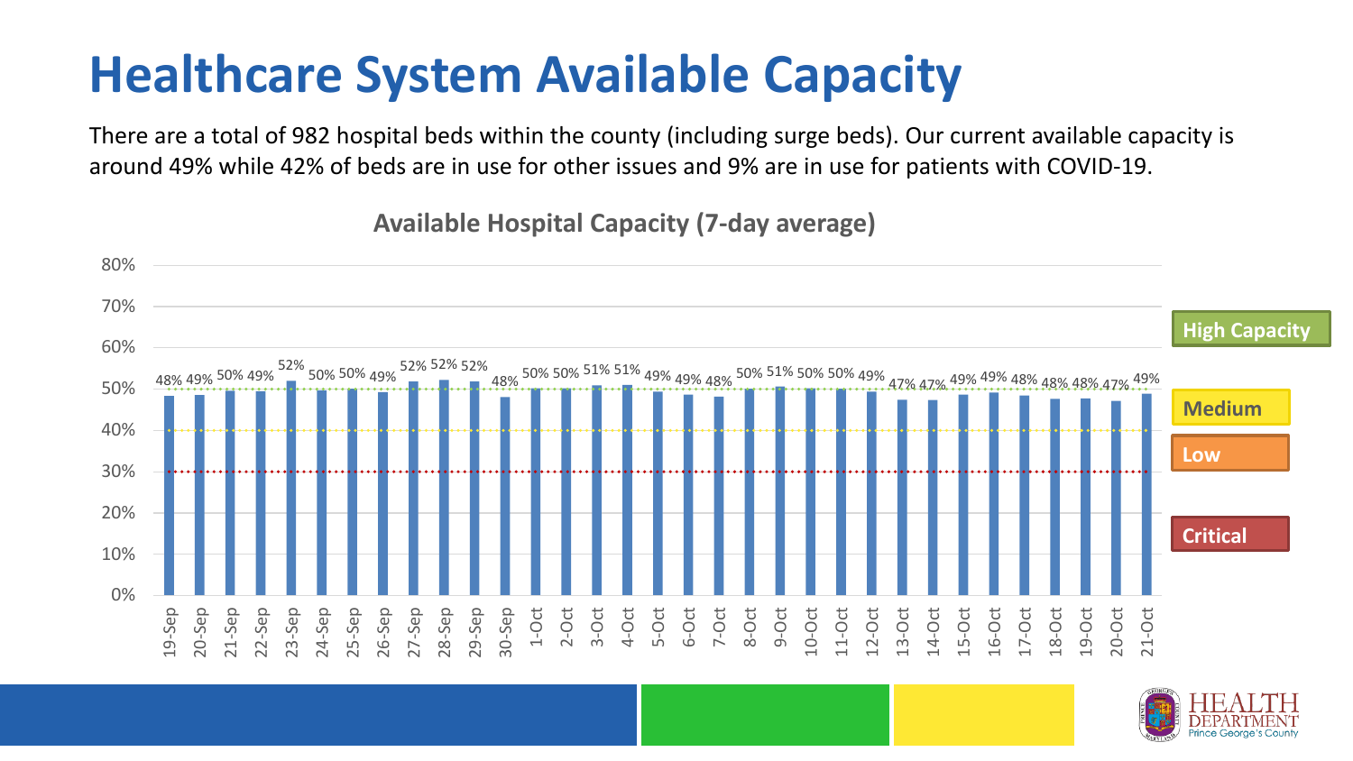# Healthcare System Available Capacity

There are a total of 982 hospital beds within the county (including surge beds). Our current available capacity is around 49% while 42% of beds are in use for other issues and 9% are in use for patients with COVID-19.

**Available Hospital Capacity (7-day average)**

80%
70%
60%
50%
40%
30%
20%
10%
0%

48% 49% 50% 49% 52% 50% 50% 49% 52% 52% 52% 48% 50% 50% 51% 51% 49% 49% 48% 50% 51% 50% 50% 49% 47% 47% 49% 49% 48% 48% 48% 47% 49%

19-Sep 20-Sep 21-Sep 22-Sep 23-Sep 24-Sep 25-Sep 26-Sep 27-Sep 28-Sep 29-Sep 30-Sep 1-Oct 2-Oct 3-Oct 4-Oct 5-Oct 6-Oct 7-Oct 8-Oct 9-Oct 10-Oct 11-Oct 12-Oct 13-Oct 14-Oct 15-Oct 16-Oct 17-Oct 18-Oct 19-Oct 20-Oct 21-Oct

High Capacity

Medium

Low

Critical

HEALTH DEPARTMENT Prince George's County